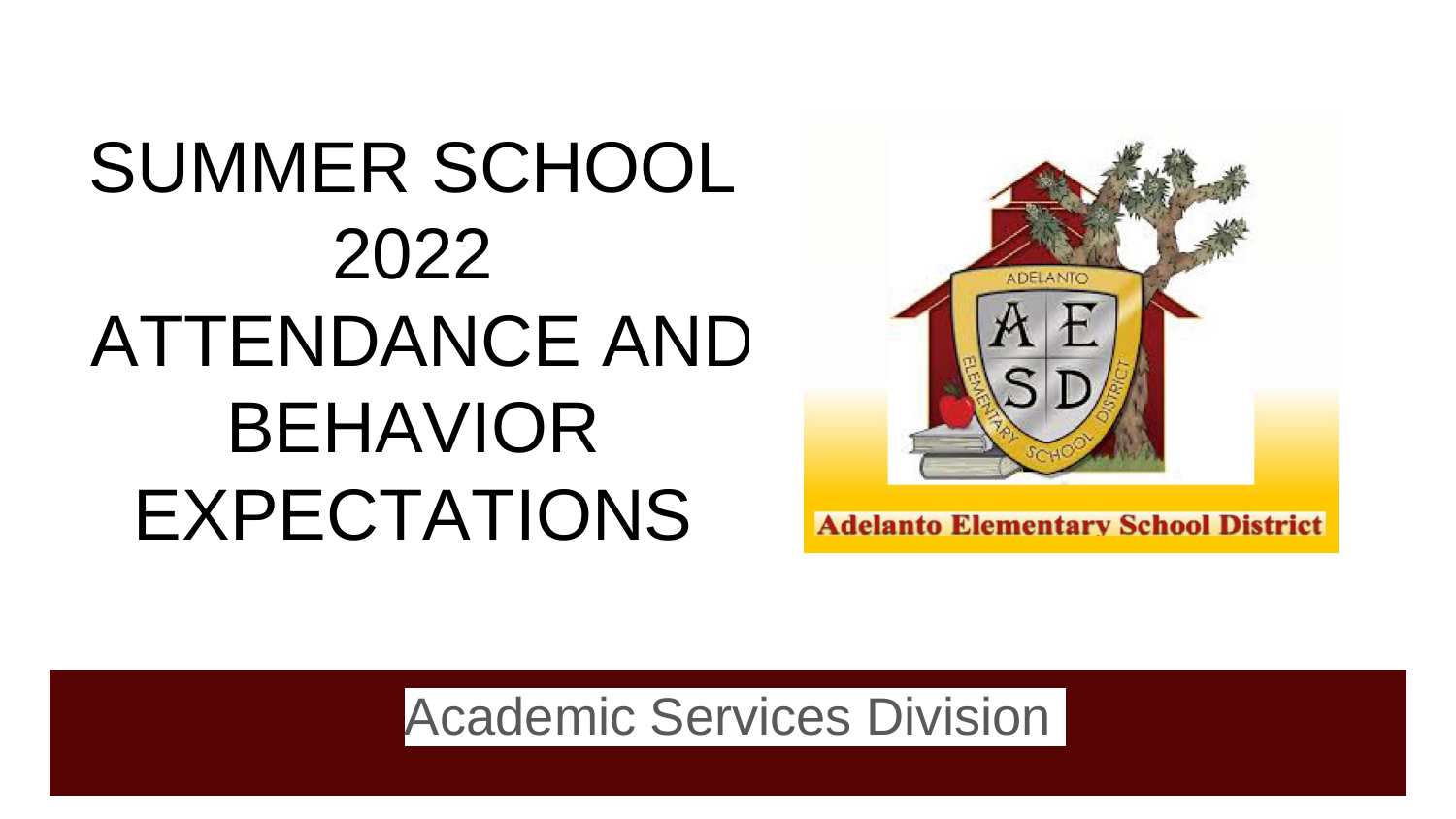# SUMMER SCHOOL 2022 ATTENDANCE AND BEHAVIOR EXPECTATIONS

Adelanto Elementary School District

Academic Services Division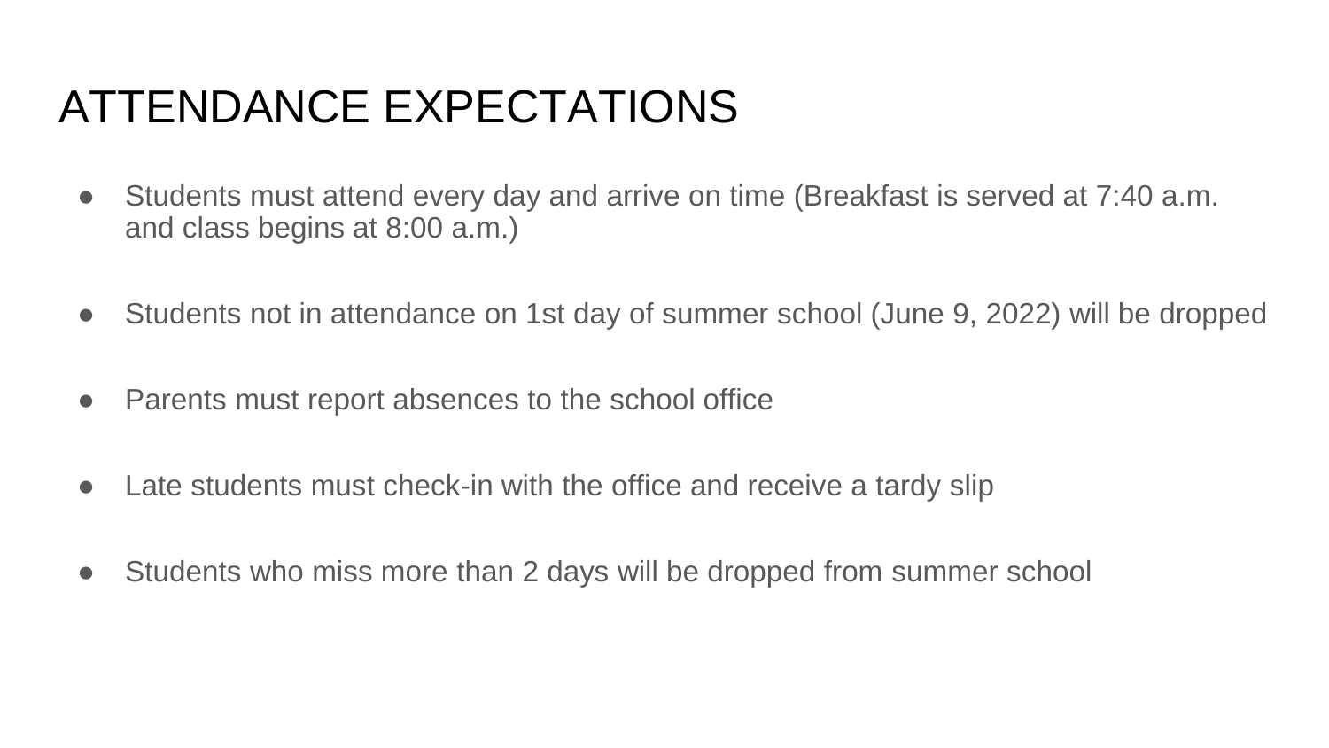# ATTENDANCE EXPECTATIONS

- Students must attend every day and arrive on time (Breakfast is served at 7:40 a.m. and class begins at 8:00 a.m.)
- Students not in attendance on 1st day of summer school (June 9, 2022) will be dropped
- Parents must report absences to the school office
- Late students must check-in with the office and receive a tardy slip
- Students who miss more than 2 days will be dropped from summer school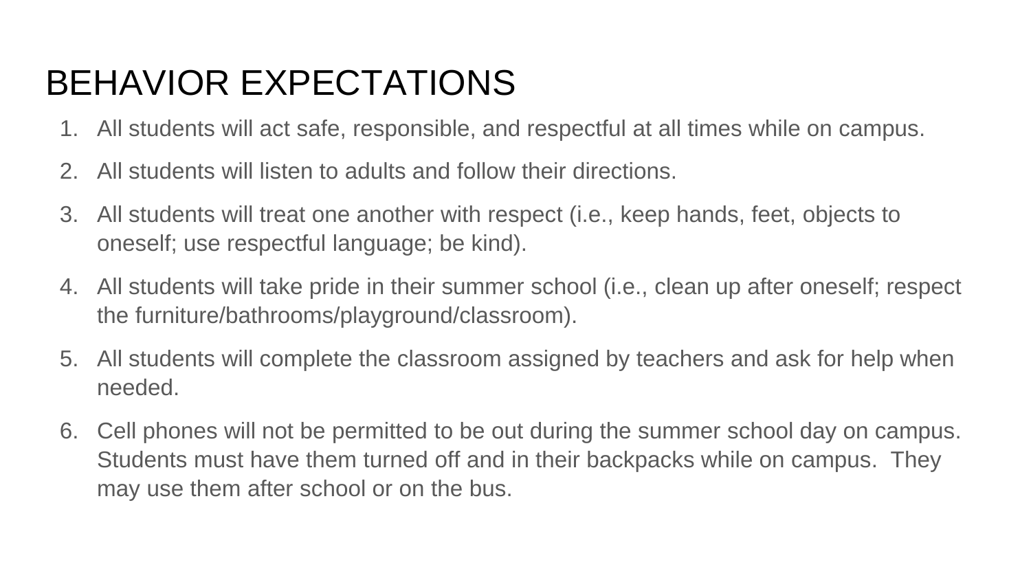# BEHAVIOR EXPECTATIONS

1. All students will act safe, responsible, and respectful at all times while on campus.
2. All students will listen to adults and follow their directions.
3. All students will treat one another with respect (i.e., keep hands, feet, objects to oneself; use respectful language; be kind).
4. All students will take pride in their summer school (i.e., clean up after oneself; respect the furniture/bathrooms/playground/classroom).
5. All students will complete the classroom assigned by teachers and ask for help when needed.
6. Cell phones will not be permitted to be out during the summer school day on campus. Students must have them turned off and in their backpacks while on campus. They may use them after school or on the bus.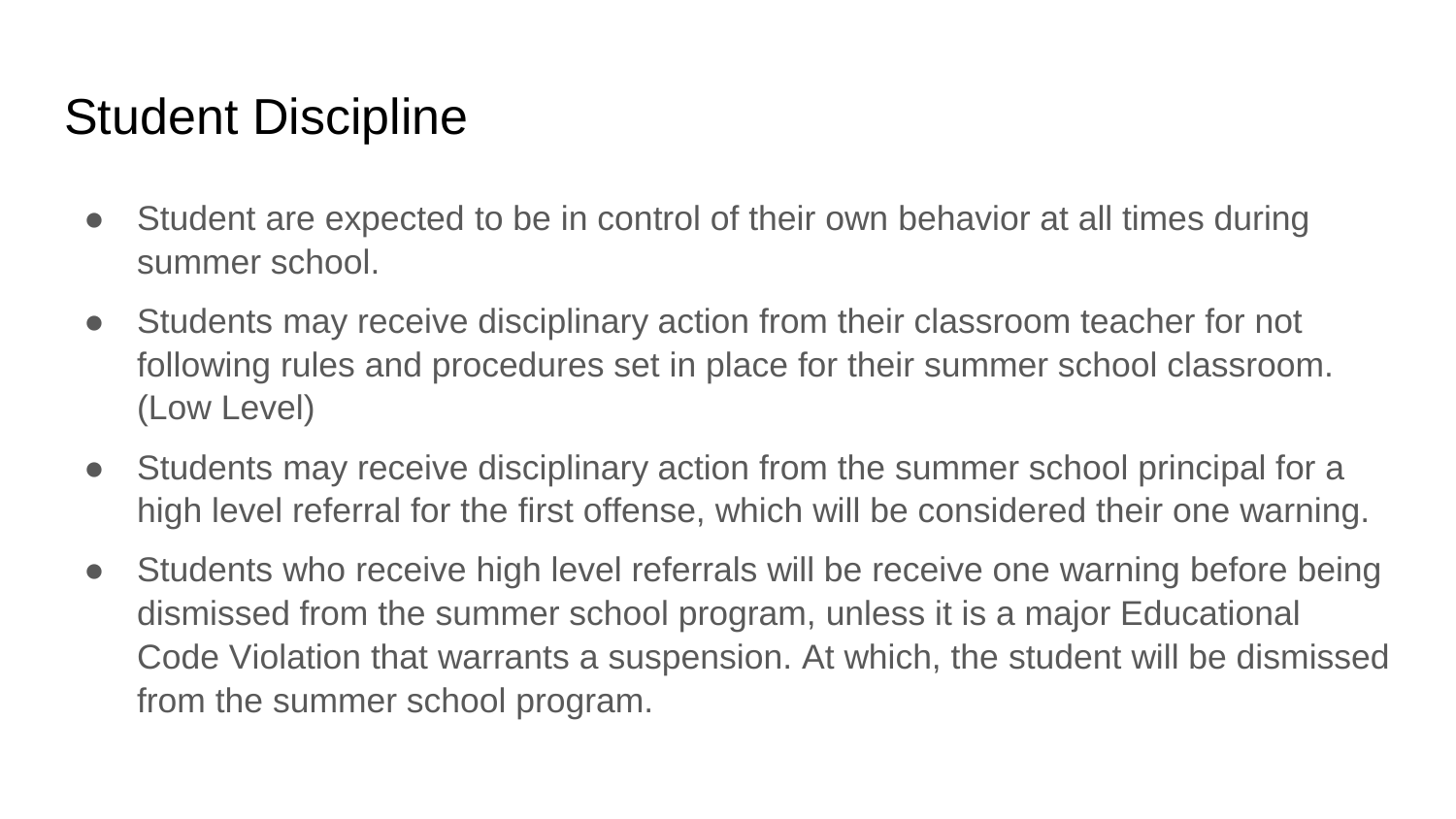# Student Discipline

- Student are expected to be in control of their own behavior at all times during summer school.
- Students may receive disciplinary action from their classroom teacher for not following rules and procedures set in place for their summer school classroom. (Low Level)
- Students may receive disciplinary action from the summer school principal for a high level referral for the first offense, which will be considered their one warning.
- Students who receive high level referrals will be receive one warning before being dismissed from the summer school program, unless it is a major Educational Code Violation that warrants a suspension. At which, the student will be dismissed from the summer school program.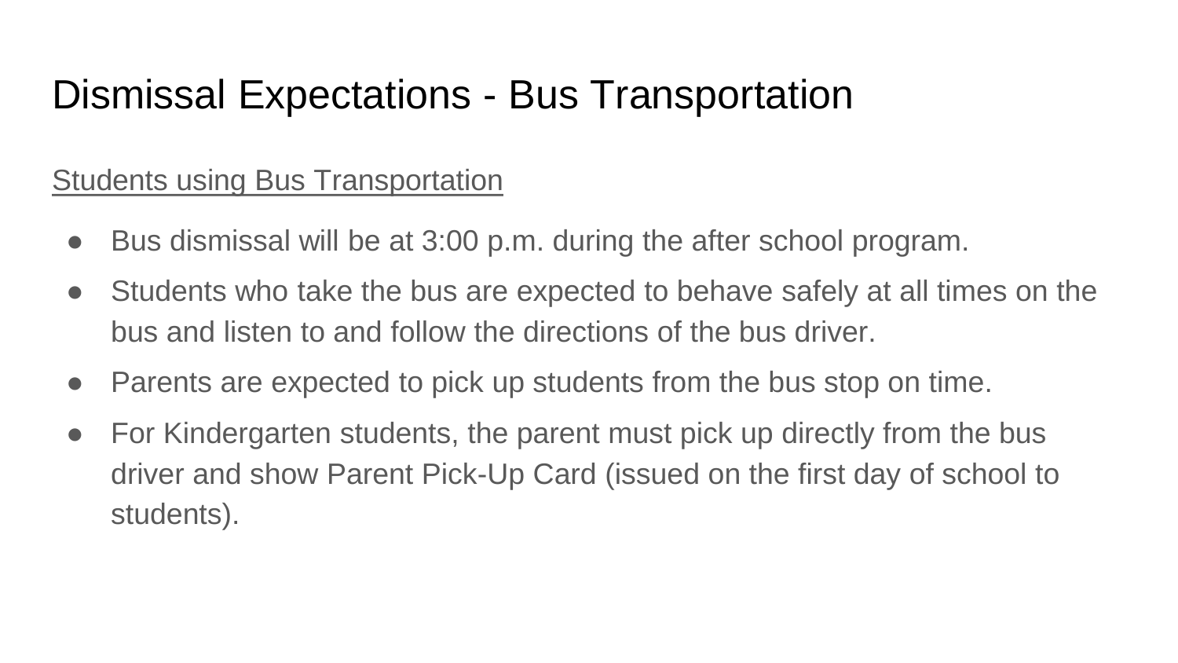# Dismissal Expectations - Bus Transportation

<u>Students using Bus Transportation</u>

- Bus dismissal will be at 3:00 p.m. during the after school program.
- Students who take the bus are expected to behave safely at all times on the bus and listen to and follow the directions of the bus driver.
- Parents are expected to pick up students from the bus stop on time.
- For Kindergarten students, the parent must pick up directly from the bus driver and show Parent Pick-Up Card (issued on the first day of school to students).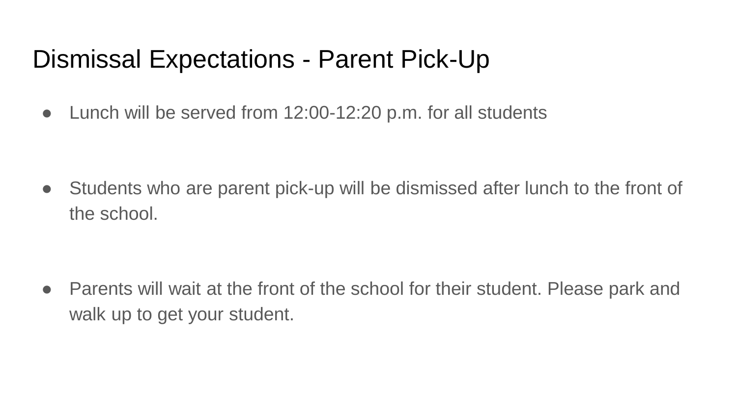# Dismissal Expectations - Parent Pick-Up

- Lunch will be served from 12:00-12:20 p.m. for all students

- Students who are parent pick-up will be dismissed after lunch to the front of the school.

- Parents will wait at the front of the school for their student. Please park and walk up to get your student.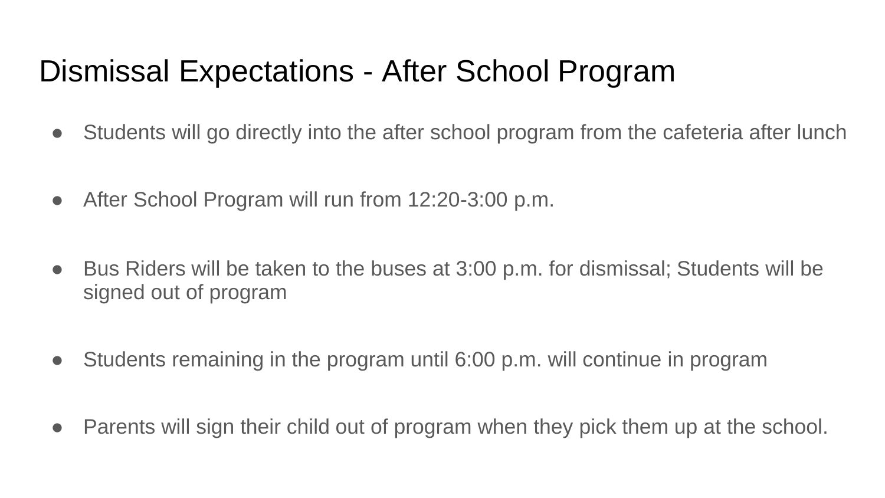# Dismissal Expectations - After School Program

- Students will go directly into the after school program from the cafeteria after lunch
- After School Program will run from 12:20-3:00 p.m.
- Bus Riders will be taken to the buses at 3:00 p.m. for dismissal; Students will be signed out of program
- Students remaining in the program until 6:00 p.m. will continue in program
- Parents will sign their child out of program when they pick them up at the school.